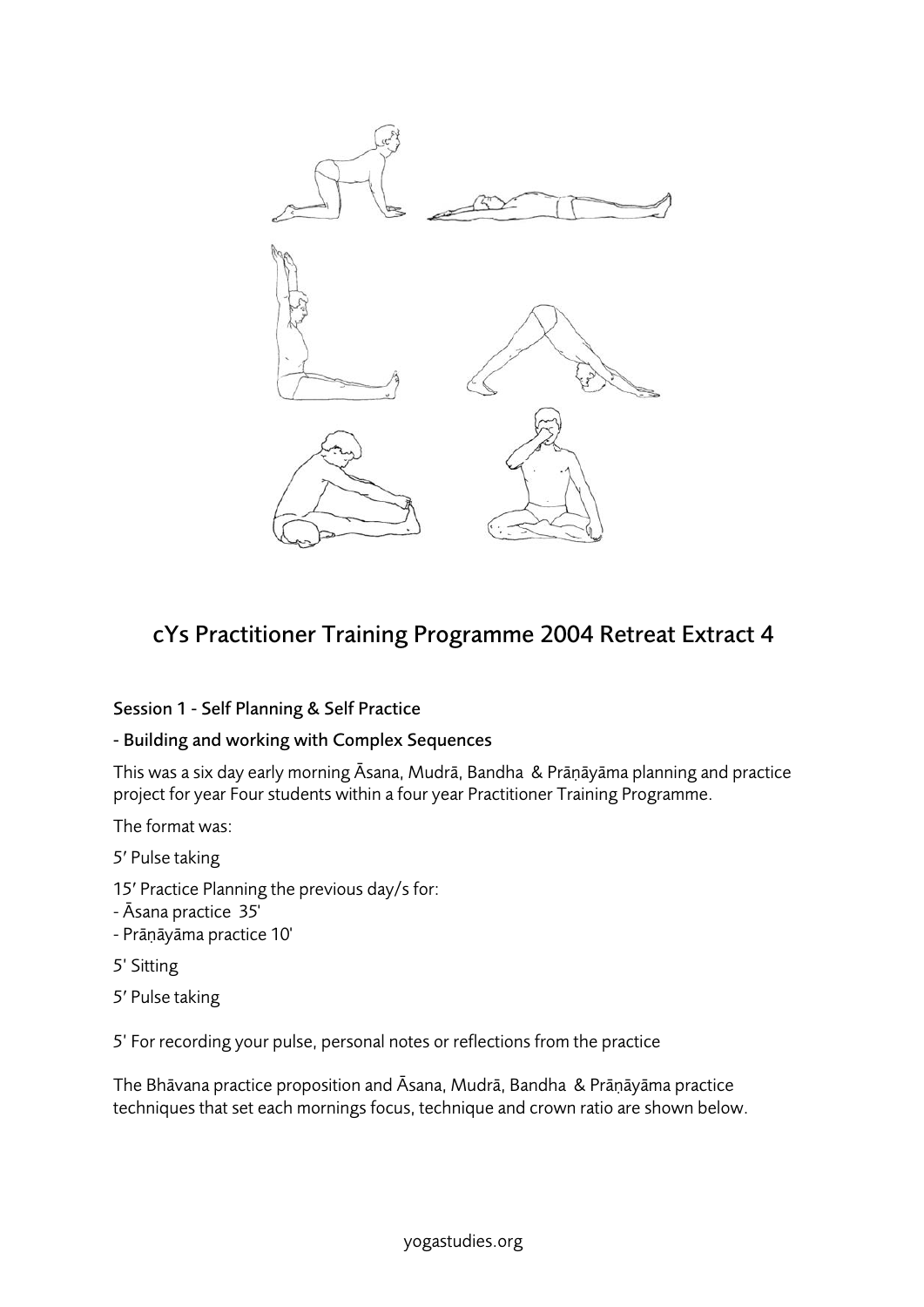# cYs Practitioner Training Programme 2004 Retreat Extract 4

### Session 1 - Self Planning & Self Practice

### - Building and working with Complex Sequences

This was a six day early morning Āsana, Mudrā, Bandha & Prāṇāyāma planning and practice project for year Four students within a four year Practitioner Training Programme.

The format was:

5′ Pulse taking

15′ Practice Planning the previous day/s for:
- Āsana practice 35'
- Prāṇāyāma practice 10'

5' Sitting

5′ Pulse taking

5' For recording your pulse, personal notes or reflections from the practice

The Bhāvana practice proposition and Āsana, Mudrā, Bandha & Prāṇāyāma practice techniques that set each mornings focus, technique and crown ratio are shown below.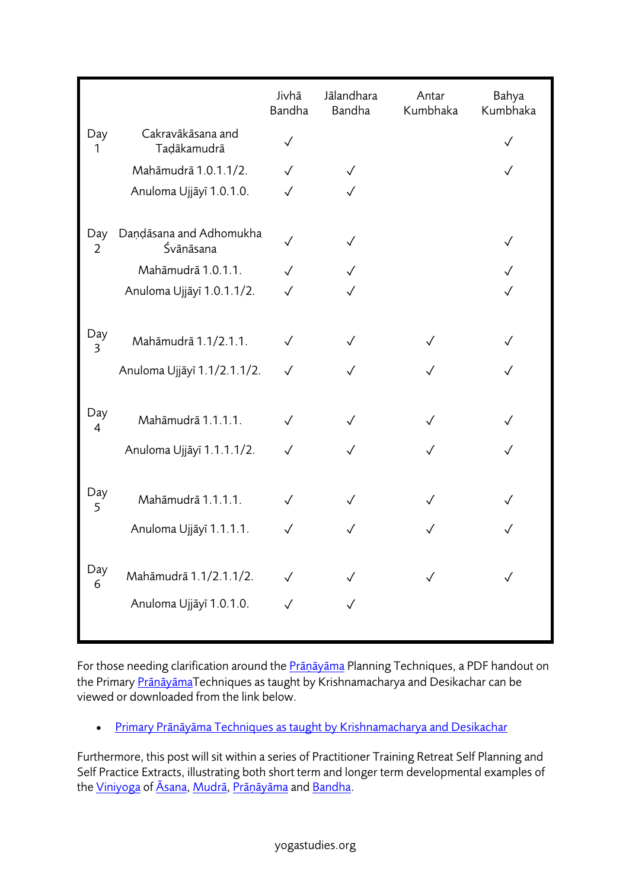| | | Jivhā Bandha | Jālandhara Bandha | Antar Kumbhaka | Bahya Kumbhaka |
|---|---|---|---|---|---|
| Day 1 | Cakravākāsana and Taḍākamudrā | ✓ | | | ✓ |
| | Mahāmudrā 1.0.1.1/2. | ✓ | ✓ | | ✓ |
| | Anuloma Ujjāyī 1.0.1.0. | ✓ | ✓ | | |
| Day 2 | Daṇḍāsana and Adhomukha Śvānāsana | ✓ | ✓ | | ✓ |
| | Mahāmudrā 1.0.1.1. | ✓ | ✓ | | ✓ |
| | Anuloma Ujjāyī 1.0.1.1/2. | ✓ | ✓ | | ✓ |
| Day 3 | Mahāmudrā 1.1/2.1.1. | ✓ | ✓ | ✓ | ✓ |
| | Anuloma Ujjāyī 1.1/2.1.1/2. | ✓ | ✓ | ✓ | ✓ |
| Day 4 | Mahāmudrā 1.1.1.1. | ✓ | ✓ | ✓ | ✓ |
| | Anuloma Ujjāyī 1.1.1.1/2. | ✓ | ✓ | ✓ | ✓ |
| Day 5 | Mahāmudrā 1.1.1.1. | ✓ | ✓ | ✓ | ✓ |
| | Anuloma Ujjāyī 1.1.1.1. | ✓ | ✓ | ✓ | ✓ |
| Day 6 | Mahāmudrā 1.1/2.1.1/2. | ✓ | ✓ | ✓ | ✓ |
| | Anuloma Ujjāyī 1.0.1.0. | ✓ | ✓ | | |

For those needing clarification around the Prāṇāyāma Planning Techniques, a PDF handout on the Primary PrāṇāyāmaTechniques as taught by Krishnamacharya and Desikachar can be viewed or downloaded from the link below.

- Primary Prāṇāyāma Techniques as taught by Krishnamacharya and Desikachar

Furthermore, this post will sit within a series of Practitioner Training Retreat Self Planning and Self Practice Extracts, illustrating both short term and longer term developmental examples of the Viniyoga of Āsana, Mudrā, Prāṇāyāma and Bandha.